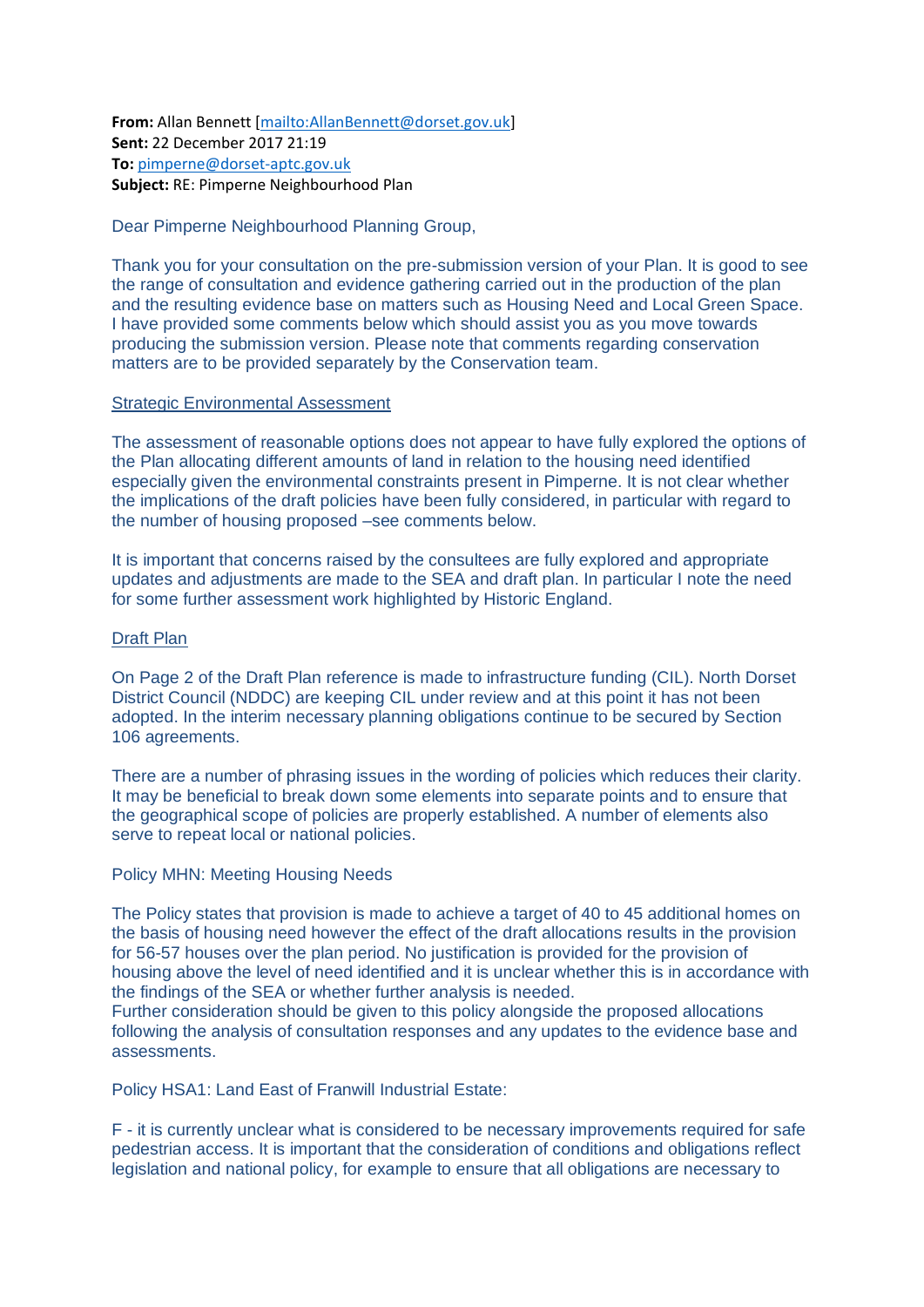**From:** Allan Bennett [mailto:AllanBennett@dorset.gov.uk]
**Sent:** 22 December 2017 21:19
**To:** pimperne@dorset-aptc.gov.uk
**Subject:** RE: Pimperne Neighbourhood Plan

Dear Pimperne Neighbourhood Planning Group,

Thank you for your consultation on the pre-submission version of your Plan. It is good to see the range of consultation and evidence gathering carried out in the production of the plan and the resulting evidence base on matters such as Housing Need and Local Green Space. I have provided some comments below which should assist you as you move towards producing the submission version. Please note that comments regarding conservation matters are to be provided separately by the Conservation team.

Strategic Environmental Assessment

The assessment of reasonable options does not appear to have fully explored the options of the Plan allocating different amounts of land in relation to the housing need identified especially given the environmental constraints present in Pimperne. It is not clear whether the implications of the draft policies have been fully considered, in particular with regard to the number of housing proposed –see comments below.

It is important that concerns raised by the consultees are fully explored and appropriate updates and adjustments are made to the SEA and draft plan. In particular I note the need for some further assessment work highlighted by Historic England.

Draft Plan

On Page 2 of the Draft Plan reference is made to infrastructure funding (CIL). North Dorset District Council (NDDC) are keeping CIL under review and at this point it has not been adopted. In the interim necessary planning obligations continue to be secured by Section 106 agreements.

There are a number of phrasing issues in the wording of policies which reduces their clarity. It may be beneficial to break down some elements into separate points and to ensure that the geographical scope of policies are properly established. A number of elements also serve to repeat local or national policies.

Policy MHN: Meeting Housing Needs

The Policy states that provision is made to achieve a target of 40 to 45 additional homes on the basis of housing need however the effect of the draft allocations results in the provision for 56-57 houses over the plan period. No justification is provided for the provision of housing above the level of need identified and it is unclear whether this is in accordance with the findings of the SEA or whether further analysis is needed.
Further consideration should be given to this policy alongside the proposed allocations following the analysis of consultation responses and any updates to the evidence base and assessments.

Policy HSA1: Land East of Franwill Industrial Estate:

F - it is currently unclear what is considered to be necessary improvements required for safe pedestrian access. It is important that the consideration of conditions and obligations reflect legislation and national policy, for example to ensure that all obligations are necessary to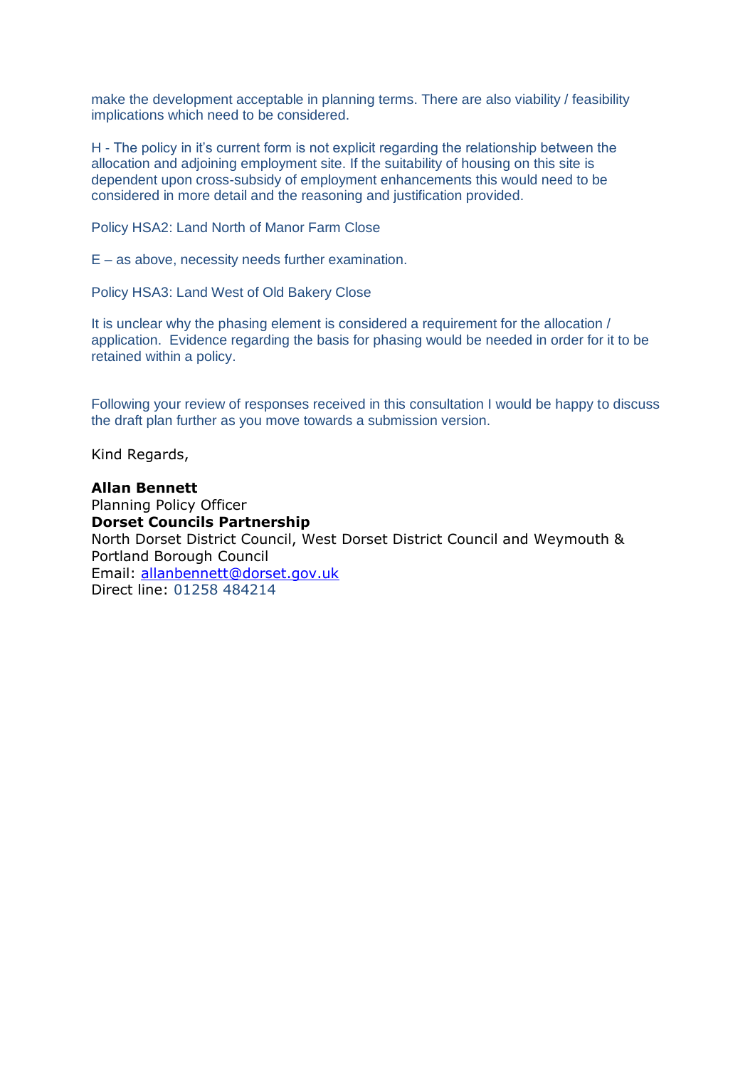make the development acceptable in planning terms. There are also viability / feasibility implications which need to be considered.

H - The policy in it's current form is not explicit regarding the relationship between the allocation and adjoining employment site. If the suitability of housing on this site is dependent upon cross-subsidy of employment enhancements this would need to be considered in more detail and the reasoning and justification provided.

Policy HSA2: Land North of Manor Farm Close

E – as above, necessity needs further examination.

Policy HSA3: Land West of Old Bakery Close

It is unclear why the phasing element is considered a requirement for the allocation / application. Evidence regarding the basis for phasing would be needed in order for it to be retained within a policy.

Following your review of responses received in this consultation I would be happy to discuss the draft plan further as you move towards a submission version.

Kind Regards,

**Allan Bennett**
Planning Policy Officer
**Dorset Councils Partnership**
North Dorset District Council, West Dorset District Council and Weymouth & Portland Borough Council
Email: allanbennett@dorset.gov.uk
Direct line: 01258 484214